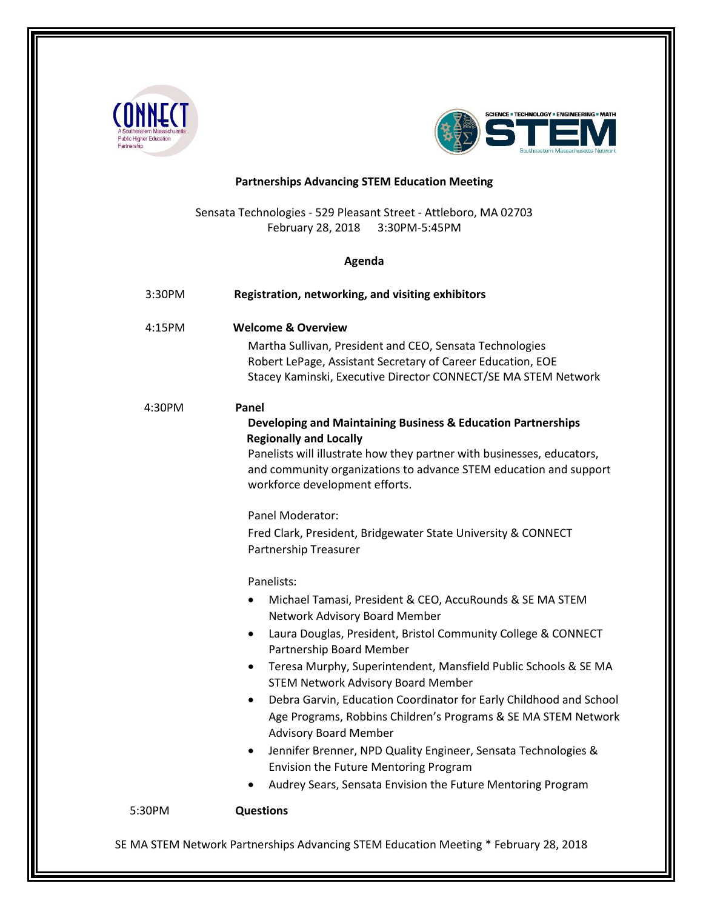# Partnerships Advancing STEM Education Meeting

Sensata Technologies - 529 Pleasant Street - Attleboro, MA 02703
February 28, 2018 3:30PM-5:45PM

## Agenda

3:30PM **Registration, networking, and visiting exhibitors**

4:15PM **Welcome & Overview**

Martha Sullivan, President and CEO, Sensata Technologies
Robert LePage, Assistant Secretary of Career Education, EOE
Stacey Kaminski, Executive Director CONNECT/SE MA STEM Network

4:30PM **Panel**

**Developing and Maintaining Business & Education Partnerships Regionally and Locally**

Panelists will illustrate how they partner with businesses, educators, and community organizations to advance STEM education and support workforce development efforts.

Panel Moderator:
Fred Clark, President, Bridgewater State University & CONNECT Partnership Treasurer

Panelists:

- Michael Tamasi, President & CEO, AccuRounds & SE MA STEM Network Advisory Board Member
- Laura Douglas, President, Bristol Community College & CONNECT Partnership Board Member
- Teresa Murphy, Superintendent, Mansfield Public Schools & SE MA STEM Network Advisory Board Member
- Debra Garvin, Education Coordinator for Early Childhood and School Age Programs, Robbins Children's Programs & SE MA STEM Network Advisory Board Member
- Jennifer Brenner, NPD Quality Engineer, Sensata Technologies & Envision the Future Mentoring Program
- Audrey Sears, Sensata Envision the Future Mentoring Program

5:30PM **Questions**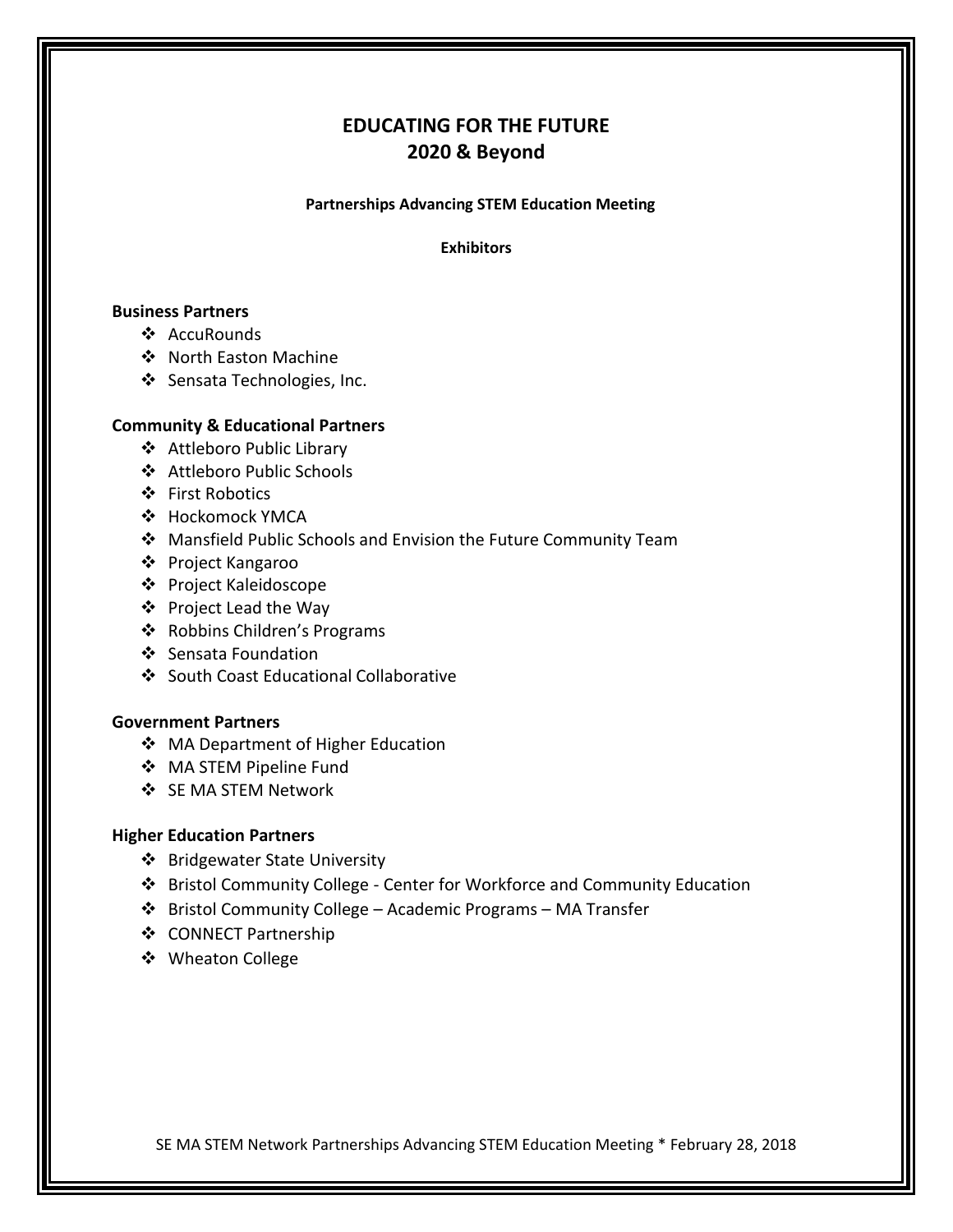# EDUCATING FOR THE FUTURE
# 2020 & Beyond

**Partnerships Advancing STEM Education Meeting**

**Exhibitors**

**Business Partners**

- AccuRounds
- North Easton Machine
- Sensata Technologies, Inc.

**Community & Educational Partners**

- Attleboro Public Library
- Attleboro Public Schools
- First Robotics
- Hockomock YMCA
- Mansfield Public Schools and Envision the Future Community Team
- Project Kangaroo
- Project Kaleidoscope
- Project Lead the Way
- Robbins Children's Programs
- Sensata Foundation
- South Coast Educational Collaborative

**Government Partners**

- MA Department of Higher Education
- MA STEM Pipeline Fund
- SE MA STEM Network

**Higher Education Partners**

- Bridgewater State University
- Bristol Community College - Center for Workforce and Community Education
- Bristol Community College – Academic Programs – MA Transfer
- CONNECT Partnership
- Wheaton College

SE MA STEM Network Partnerships Advancing STEM Education Meeting * February 28, 2018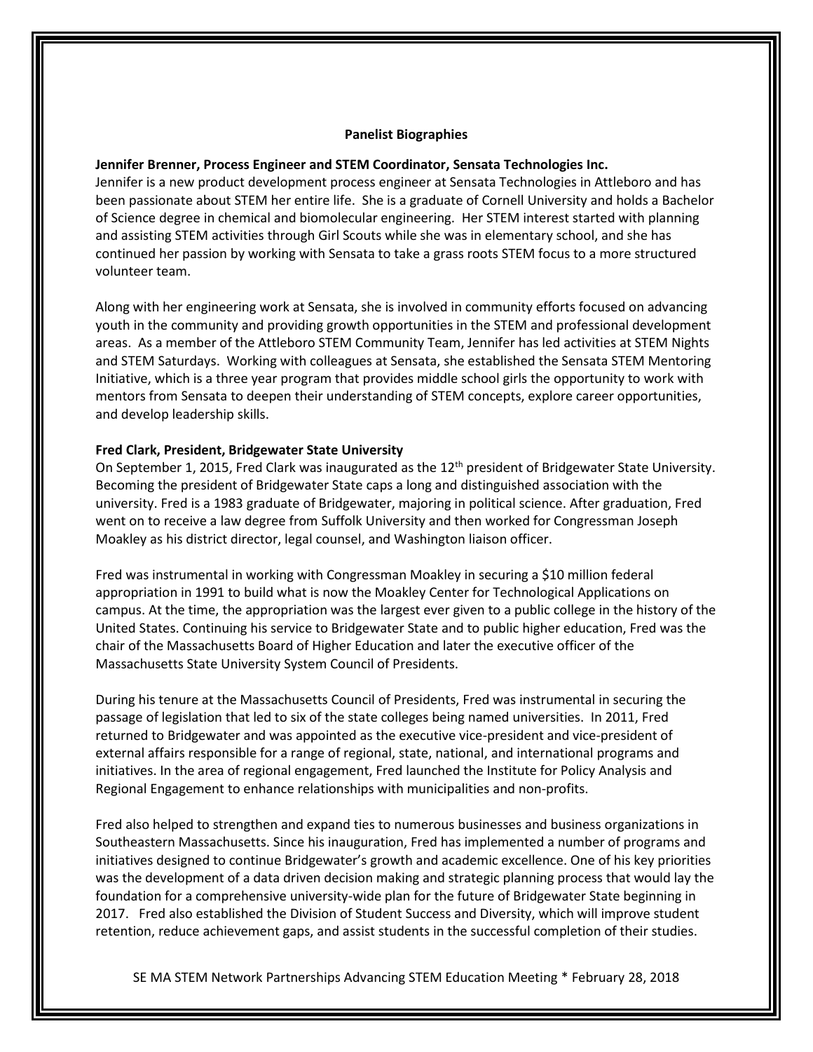## Panelist Biographies

**Jennifer Brenner, Process Engineer and STEM Coordinator, Sensata Technologies Inc.**

Jennifer is a new product development process engineer at Sensata Technologies in Attleboro and has been passionate about STEM her entire life. She is a graduate of Cornell University and holds a Bachelor of Science degree in chemical and biomolecular engineering. Her STEM interest started with planning and assisting STEM activities through Girl Scouts while she was in elementary school, and she has continued her passion by working with Sensata to take a grass roots STEM focus to a more structured volunteer team.

Along with her engineering work at Sensata, she is involved in community efforts focused on advancing youth in the community and providing growth opportunities in the STEM and professional development areas. As a member of the Attleboro STEM Community Team, Jennifer has led activities at STEM Nights and STEM Saturdays. Working with colleagues at Sensata, she established the Sensata STEM Mentoring Initiative, which is a three year program that provides middle school girls the opportunity to work with mentors from Sensata to deepen their understanding of STEM concepts, explore career opportunities, and develop leadership skills.

**Fred Clark, President, Bridgewater State University**

On September 1, 2015, Fred Clark was inaugurated as the 12th president of Bridgewater State University. Becoming the president of Bridgewater State caps a long and distinguished association with the university. Fred is a 1983 graduate of Bridgewater, majoring in political science. After graduation, Fred went on to receive a law degree from Suffolk University and then worked for Congressman Joseph Moakley as his district director, legal counsel, and Washington liaison officer.

Fred was instrumental in working with Congressman Moakley in securing a $10 million federal appropriation in 1991 to build what is now the Moakley Center for Technological Applications on campus. At the time, the appropriation was the largest ever given to a public college in the history of the United States. Continuing his service to Bridgewater State and to public higher education, Fred was the chair of the Massachusetts Board of Higher Education and later the executive officer of the Massachusetts State University System Council of Presidents.

During his tenure at the Massachusetts Council of Presidents, Fred was instrumental in securing the passage of legislation that led to six of the state colleges being named universities. In 2011, Fred returned to Bridgewater and was appointed as the executive vice-president and vice-president of external affairs responsible for a range of regional, state, national, and international programs and initiatives. In the area of regional engagement, Fred launched the Institute for Policy Analysis and Regional Engagement to enhance relationships with municipalities and non-profits.

Fred also helped to strengthen and expand ties to numerous businesses and business organizations in Southeastern Massachusetts. Since his inauguration, Fred has implemented a number of programs and initiatives designed to continue Bridgewater's growth and academic excellence. One of his key priorities was the development of a data driven decision making and strategic planning process that would lay the foundation for a comprehensive university-wide plan for the future of Bridgewater State beginning in 2017. Fred also established the Division of Student Success and Diversity, which will improve student retention, reduce achievement gaps, and assist students in the successful completion of their studies.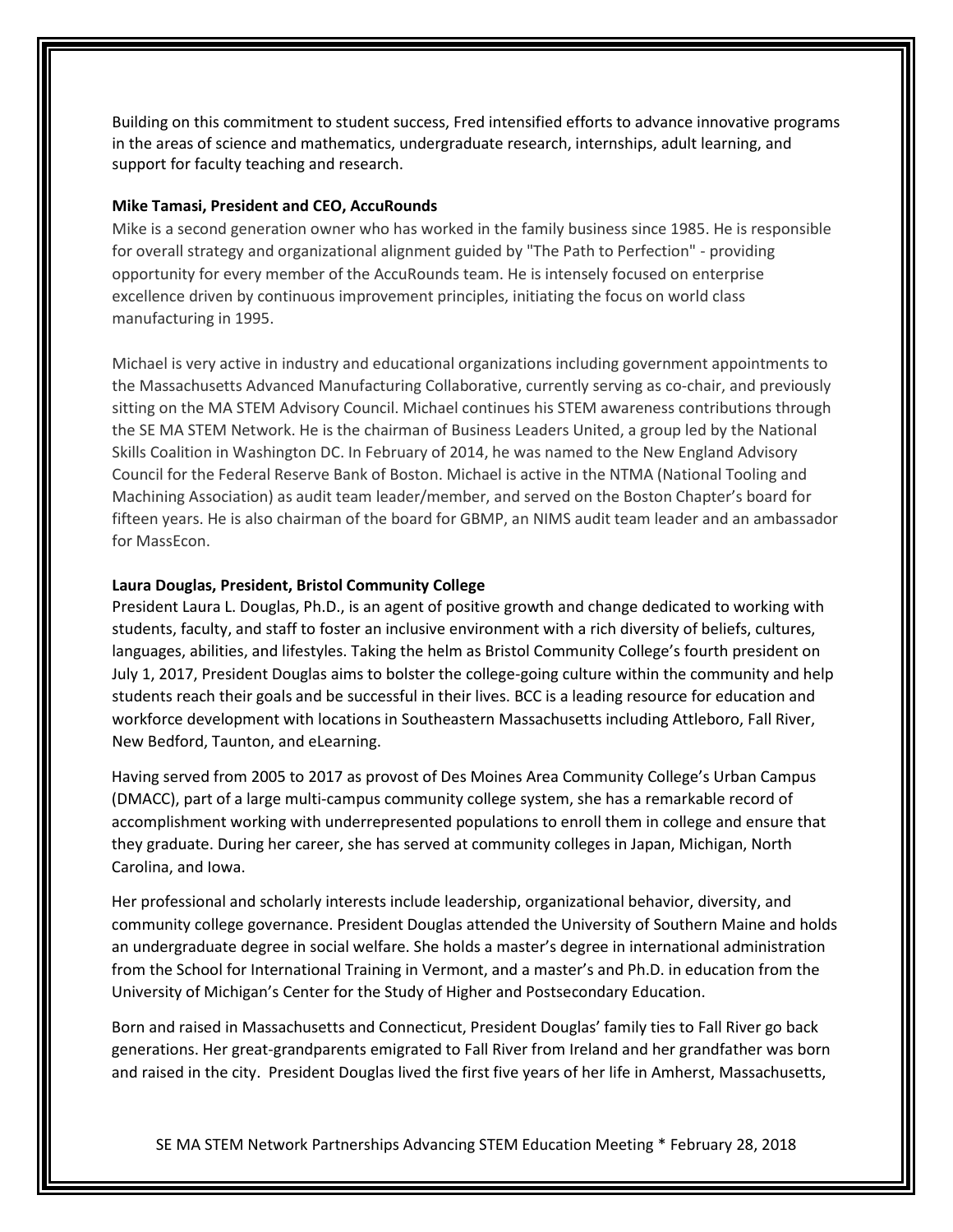Building on this commitment to student success, Fred intensified efforts to advance innovative programs in the areas of science and mathematics, undergraduate research, internships, adult learning, and support for faculty teaching and research.

**Mike Tamasi, President and CEO, AccuRounds**

Mike is a second generation owner who has worked in the family business since 1985. He is responsible for overall strategy and organizational alignment guided by "The Path to Perfection" - providing opportunity for every member of the AccuRounds team. He is intensely focused on enterprise excellence driven by continuous improvement principles, initiating the focus on world class manufacturing in 1995.

Michael is very active in industry and educational organizations including government appointments to the Massachusetts Advanced Manufacturing Collaborative, currently serving as co-chair, and previously sitting on the MA STEM Advisory Council. Michael continues his STEM awareness contributions through the SE MA STEM Network. He is the chairman of Business Leaders United, a group led by the National Skills Coalition in Washington DC. In February of 2014, he was named to the New England Advisory Council for the Federal Reserve Bank of Boston. Michael is active in the NTMA (National Tooling and Machining Association) as audit team leader/member, and served on the Boston Chapter's board for fifteen years. He is also chairman of the board for GBMP, an NIMS audit team leader and an ambassador for MassEcon.

**Laura Douglas, President, Bristol Community College**

President Laura L. Douglas, Ph.D., is an agent of positive growth and change dedicated to working with students, faculty, and staff to foster an inclusive environment with a rich diversity of beliefs, cultures, languages, abilities, and lifestyles. Taking the helm as Bristol Community College's fourth president on July 1, 2017, President Douglas aims to bolster the college-going culture within the community and help students reach their goals and be successful in their lives. BCC is a leading resource for education and workforce development with locations in Southeastern Massachusetts including Attleboro, Fall River, New Bedford, Taunton, and eLearning.

Having served from 2005 to 2017 as provost of Des Moines Area Community College's Urban Campus (DMACC), part of a large multi-campus community college system, she has a remarkable record of accomplishment working with underrepresented populations to enroll them in college and ensure that they graduate. During her career, she has served at community colleges in Japan, Michigan, North Carolina, and Iowa.

Her professional and scholarly interests include leadership, organizational behavior, diversity, and community college governance. President Douglas attended the University of Southern Maine and holds an undergraduate degree in social welfare. She holds a master's degree in international administration from the School for International Training in Vermont, and a master's and Ph.D. in education from the University of Michigan's Center for the Study of Higher and Postsecondary Education.

Born and raised in Massachusetts and Connecticut, President Douglas' family ties to Fall River go back generations. Her great-grandparents emigrated to Fall River from Ireland and her grandfather was born and raised in the city. President Douglas lived the first five years of her life in Amherst, Massachusetts,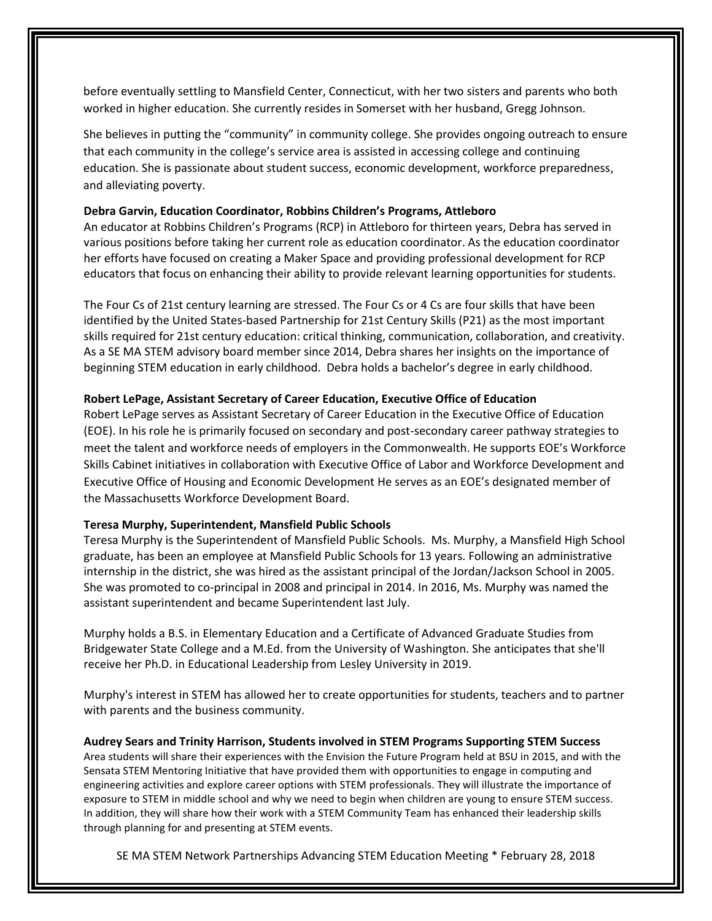before eventually settling to Mansfield Center, Connecticut, with her two sisters and parents who both worked in higher education. She currently resides in Somerset with her husband, Gregg Johnson.

She believes in putting the "community" in community college. She provides ongoing outreach to ensure that each community in the college's service area is assisted in accessing college and continuing education. She is passionate about student success, economic development, workforce preparedness, and alleviating poverty.

**Debra Garvin, Education Coordinator, Robbins Children's Programs, Attleboro**
An educator at Robbins Children's Programs (RCP) in Attleboro for thirteen years, Debra has served in various positions before taking her current role as education coordinator. As the education coordinator her efforts have focused on creating a Maker Space and providing professional development for RCP educators that focus on enhancing their ability to provide relevant learning opportunities for students.

The Four Cs of 21st century learning are stressed. The Four Cs or 4 Cs are four skills that have been identified by the United States-based Partnership for 21st Century Skills (P21) as the most important skills required for 21st century education: critical thinking, communication, collaboration, and creativity. As a SE MA STEM advisory board member since 2014, Debra shares her insights on the importance of beginning STEM education in early childhood. Debra holds a bachelor's degree in early childhood.

**Robert LePage, Assistant Secretary of Career Education, Executive Office of Education**
Robert LePage serves as Assistant Secretary of Career Education in the Executive Office of Education (EOE). In his role he is primarily focused on secondary and post-secondary career pathway strategies to meet the talent and workforce needs of employers in the Commonwealth. He supports EOE's Workforce Skills Cabinet initiatives in collaboration with Executive Office of Labor and Workforce Development and Executive Office of Housing and Economic Development He serves as an EOE's designated member of the Massachusetts Workforce Development Board.

**Teresa Murphy, Superintendent, Mansfield Public Schools**
Teresa Murphy is the Superintendent of Mansfield Public Schools. Ms. Murphy, a Mansfield High School graduate, has been an employee at Mansfield Public Schools for 13 years. Following an administrative internship in the district, she was hired as the assistant principal of the Jordan/Jackson School in 2005. She was promoted to co-principal in 2008 and principal in 2014. In 2016, Ms. Murphy was named the assistant superintendent and became Superintendent last July.

Murphy holds a B.S. in Elementary Education and a Certificate of Advanced Graduate Studies from Bridgewater State College and a M.Ed. from the University of Washington. She anticipates that she'll receive her Ph.D. in Educational Leadership from Lesley University in 2019.

Murphy's interest in STEM has allowed her to create opportunities for students, teachers and to partner with parents and the business community.

**Audrey Sears and Trinity Harrison, Students involved in STEM Programs Supporting STEM Success**
Area students will share their experiences with the Envision the Future Program held at BSU in 2015, and with the Sensata STEM Mentoring Initiative that have provided them with opportunities to engage in computing and engineering activities and explore career options with STEM professionals. They will illustrate the importance of exposure to STEM in middle school and why we need to begin when children are young to ensure STEM success. In addition, they will share how their work with a STEM Community Team has enhanced their leadership skills through planning for and presenting at STEM events.